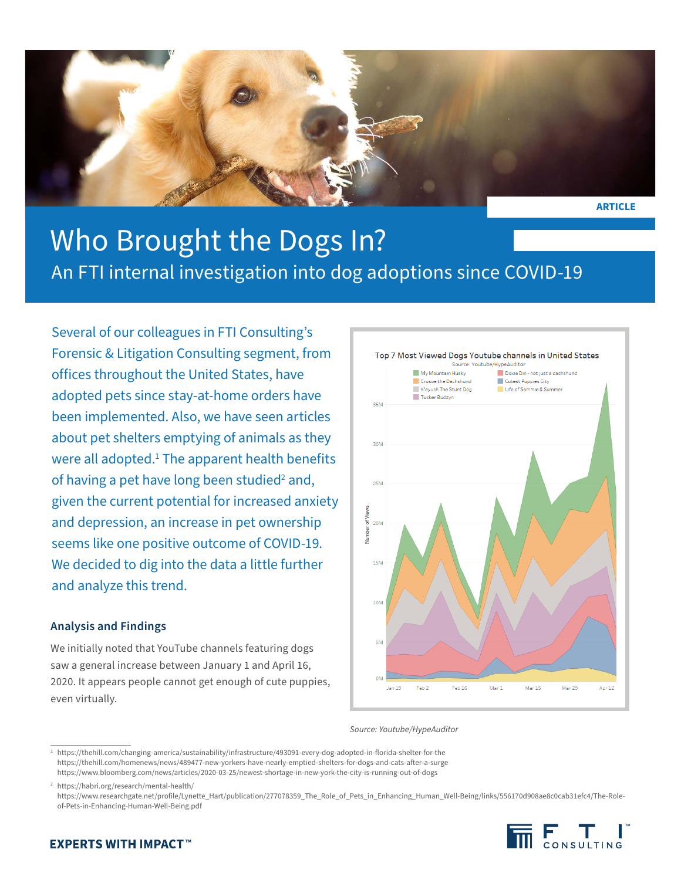ARTICLE

# Who Brought the Dogs In?

## An FTI internal investigation into dog adoptions since COVID-19

Several of our colleagues in FTI Consulting's Forensic & Litigation Consulting segment, from offices throughout the United States, have adopted pets since stay-at-home orders have been implemented. Also, we have seen articles about pet shelters emptying of animals as they were all adopted.[1] The apparent health benefits of having a pet have long been studied[2] and, given the current potential for increased anxiety and depression, an increase in pet ownership seems like one positive outcome of COVID-19. We decided to dig into the data a little further and analyze this trend.

### Analysis and Findings

We initially noted that YouTube channels featuring dogs saw a general increase between January 1 and April 16, 2020. It appears people cannot get enough of cute puppies, even virtually.

Top 7 Most Viewed Dogs Youtube channels in United States
Source: Youtube/HypeAuditor

Legend: My Mountain Husky; Doxie Din - not just a dachshund; Crusoe the Dachshund; Cutest Puppies City; K'eyush The Stunt Dog; Life of Sammie & Summer; Tucker Budzyn

Y-axis: Number of Views (0M, 5M, 10M, 15M, 20M, 25M, 30M, 35M)
X-axis: Jan 19, Feb 2, Feb 16, Mar 1, Mar 15, Mar 29, Apr 12

*Source: Youtube/HypeAuditor*

---

[1] https://thehill.com/changing-america/sustainability/infrastructure/493091-every-dog-adopted-in-florida-shelter-for-the
https://thehill.com/homenews/news/489477-new-yorkers-have-nearly-emptied-shelters-for-dogs-and-cats-after-a-surge
https://www.bloomberg.com/news/articles/2020-03-25/newest-shortage-in-new-york-the-city-is-running-out-of-dogs

[2] https://habri.org/research/mental-health/
https://www.researchgate.net/profile/Lynette_Hart/publication/277078359_The_Role_of_Pets_in_Enhancing_Human_Well-Being/links/556170d908ae8c0cab31efc4/The-Role-of-Pets-in-Enhancing-Human-Well-Being.pdf

EXPERTS WITH IMPACT™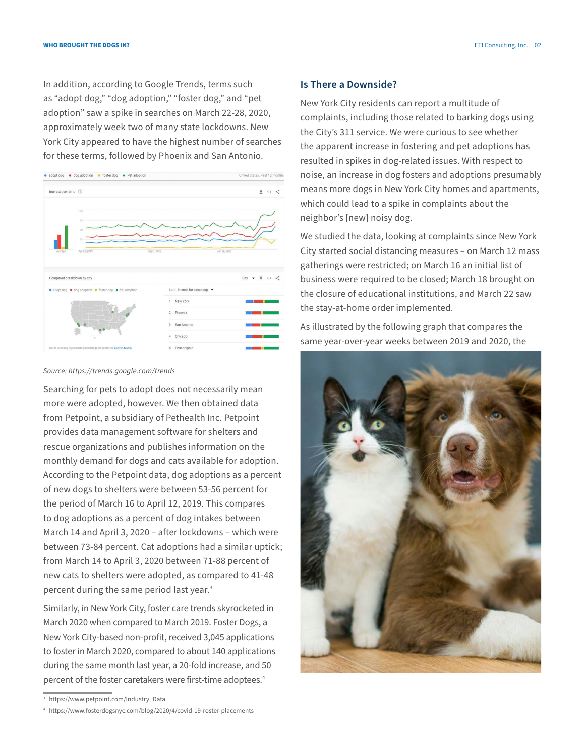In addition, according to Google Trends, terms such as "adopt dog," "dog adoption," "foster dog," and "pet adoption" saw a spike in searches on March 22-28, 2020, approximately week two of many state lockdowns. New York City appeared to have the highest number of searches for these terms, followed by Phoenix and San Antonio.

*Source: https://trends.google.com/trends*

Searching for pets to adopt does not necessarily mean more were adopted, however. We then obtained data from Petpoint, a subsidiary of Pethealth Inc. Petpoint provides data management software for shelters and rescue organizations and publishes information on the monthly demand for dogs and cats available for adoption. According to the Petpoint data, dog adoptions as a percent of new dogs to shelters were between 53-56 percent for the period of March 16 to April 12, 2019. This compares to dog adoptions as a percent of dog intakes between March 14 and April 3, 2020 – after lockdowns – which were between 73-84 percent. Cat adoptions had a similar uptick; from March 14 to April 3, 2020 between 71-88 percent of new cats to shelters were adopted, as compared to 41-48 percent during the same period last year.[3]

Similarly, in New York City, foster care trends skyrocketed in March 2020 when compared to March 2019. Foster Dogs, a New York City-based non-profit, received 3,045 applications to foster in March 2020, compared to about 140 applications during the same month last year, a 20-fold increase, and 50 percent of the foster caretakers were first-time adoptees.[4]

## Is There a Downside?

New York City residents can report a multitude of complaints, including those related to barking dogs using the City's 311 service. We were curious to see whether the apparent increase in fostering and pet adoptions has resulted in spikes in dog-related issues. With respect to noise, an increase in dog fosters and adoptions presumably means more dogs in New York City homes and apartments, which could lead to a spike in complaints about the neighbor's [new] noisy dog.

We studied the data, looking at complaints since New York City started social distancing measures – on March 12 mass gatherings were restricted; on March 16 an initial list of business were required to be closed; March 18 brought on the closure of educational institutions, and March 22 saw the stay-at-home order implemented.

As illustrated by the following graph that compares the same year-over-year weeks between 2019 and 2020, the

---

[3] https://www.petpoint.com/Industry_Data

[4] https://www.fosterdogsnyc.com/blog/2020/4/covid-19-roster-placements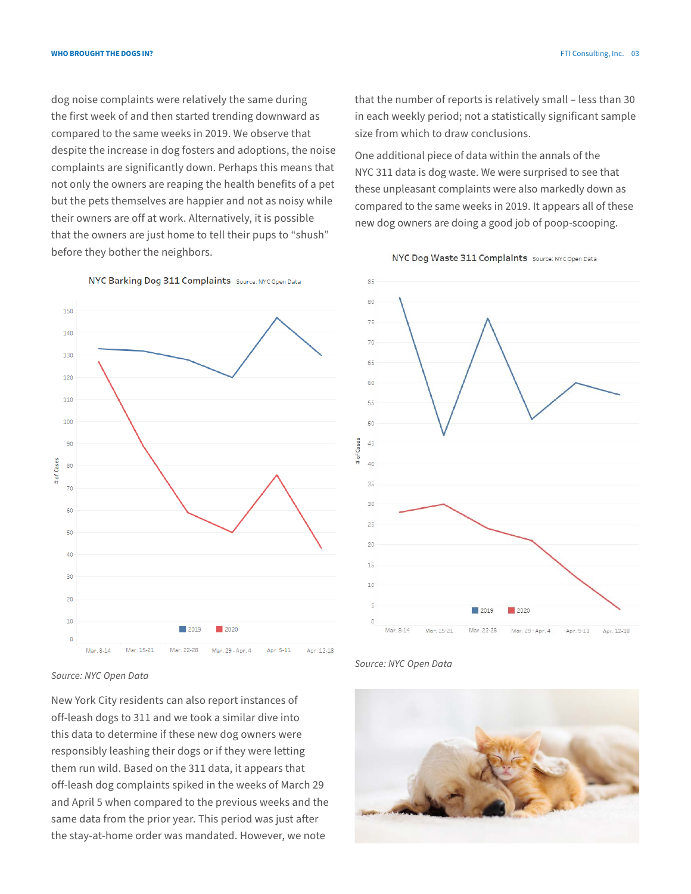dog noise complaints were relatively the same during the first week of and then started trending downward as compared to the same weeks in 2019. We observe that despite the increase in dog fosters and adoptions, the noise complaints are significantly down. Perhaps this means that not only the owners are reaping the health benefits of a pet but the pets themselves are happier and not as noisy while their owners are off at work. Alternatively, it is possible that the owners are just home to tell their pups to “shush” before they bother the neighbors.

NYC Barking Dog 311 Complaints Source: NYC Open Data

*Source: NYC Open Data*

New York City residents can also report instances of off-leash dogs to 311 and we took a similar dive into this data to determine if these new dog owners were responsibly leashing their dogs or if they were letting them run wild. Based on the 311 data, it appears that off-leash dog complaints spiked in the weeks of March 29 and April 5 when compared to the previous weeks and the same data from the prior year. This period was just after the stay-at-home order was mandated. However, we note that the number of reports is relatively small – less than 30 in each weekly period; not a statistically significant sample size from which to draw conclusions.

One additional piece of data within the annals of the NYC 311 data is dog waste. We were surprised to see that these unpleasant complaints were also markedly down as compared to the same weeks in 2019. It appears all of these new dog owners are doing a good job of poop-scooping.

NYC Dog Waste 311 Complaints Source: NYC Open Data

*Source: NYC Open Data*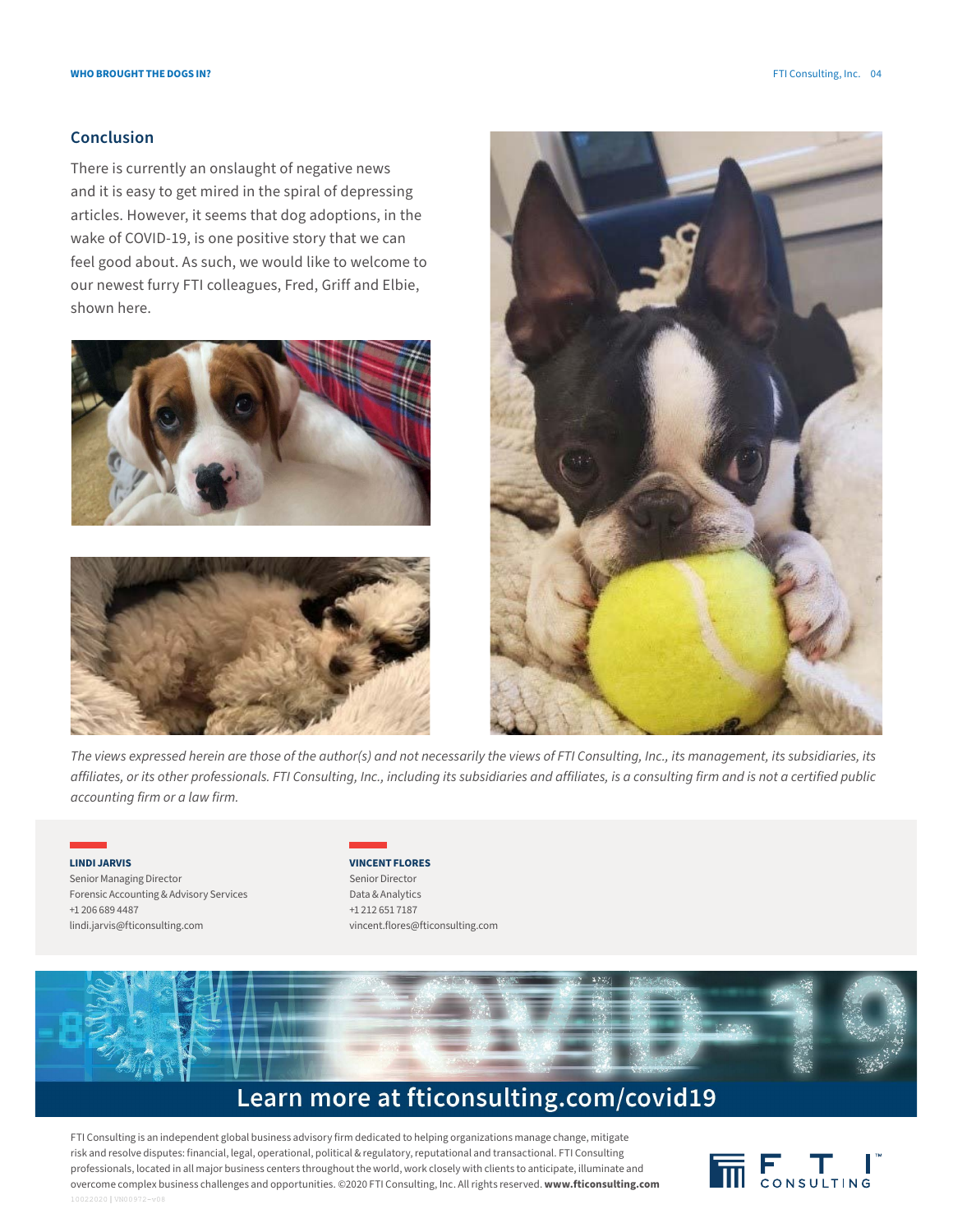## Conclusion

There is currently an onslaught of negative news and it is easy to get mired in the spiral of depressing articles. However, it seems that dog adoptions, in the wake of COVID-19, is one positive story that we can feel good about. As such, we would like to welcome to our newest furry FTI colleagues, Fred, Griff and Elbie, shown here.

*The views expressed herein are those of the author(s) and not necessarily the views of FTI Consulting, Inc., its management, its subsidiaries, its affiliates, or its other professionals. FTI Consulting, Inc., including its subsidiaries and affiliates, is a consulting firm and is not a certified public accounting firm or a law firm.*

**LINDI JARVIS**
Senior Managing Director
Forensic Accounting & Advisory Services
+1 206 689 4487
lindi.jarvis@fticonsulting.com

**VINCENT FLORES**
Senior Director
Data & Analytics
+1 212 651 7187
vincent.flores@fticonsulting.com

**Learn more at fticonsulting.com/covid19**

FTI Consulting is an independent global business advisory firm dedicated to helping organizations manage change, mitigate risk and resolve disputes: financial, legal, operational, political & regulatory, reputational and transactional. FTI Consulting professionals, located in all major business centers throughout the world, work closely with clients to anticipate, illuminate and overcome complex business challenges and opportunities. ©2020 FTI Consulting, Inc. All rights reserved. **www.fticonsulting.com**

10022020 | VN00972-v08